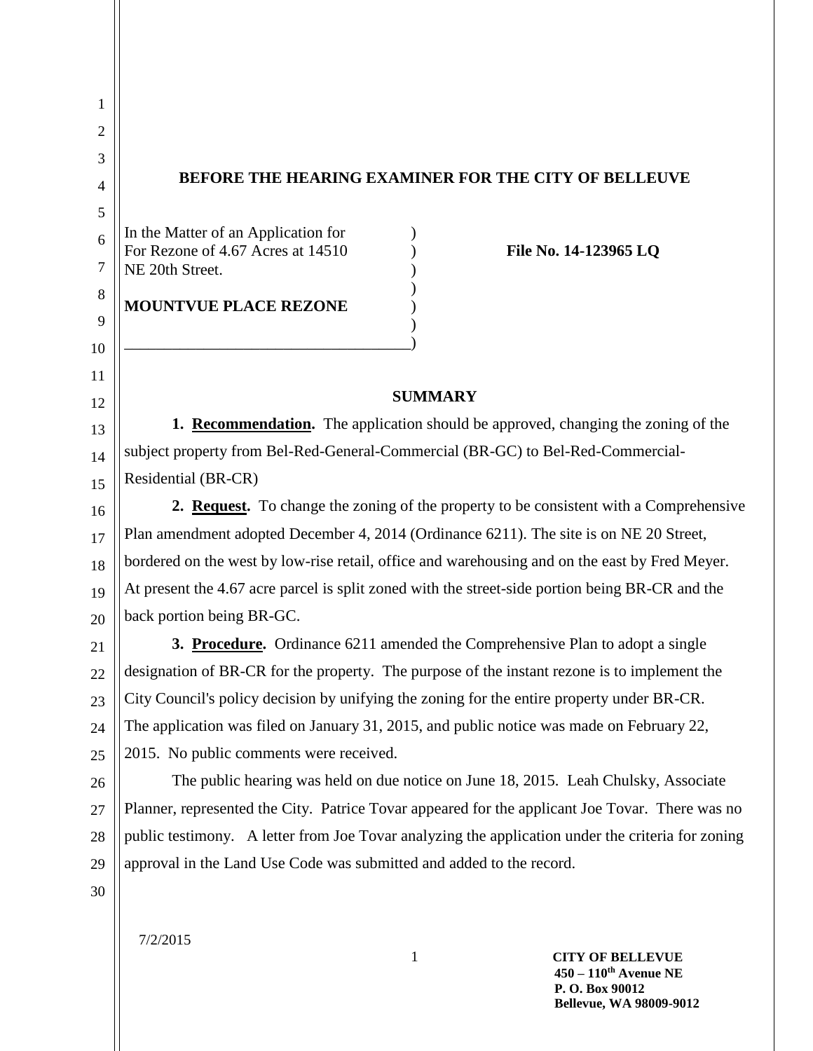**BEFORE THE HEARING EXAMINER FOR THE CITY OF BELLEUVE**

In the Matter of an Application for For Rezone of 4.67 Acres at 14510 NE 20th Street.

**MOUNTVUE PLACE REZONE**

**File No. 14-123965 LQ**

**SUMMARY**

**1. Recommendation.** The application should be approved, changing the zoning of the subject property from Bel-Red-General-Commercial (BR-GC) to Bel-Red-Commercial-Residential (BR-CR)

**2. Request.** To change the zoning of the property to be consistent with a Comprehensive Plan amendment adopted December 4, 2014 (Ordinance 6211). The site is on NE 20 Street, bordered on the west by low-rise retail, office and warehousing and on the east by Fred Meyer. At present the 4.67 acre parcel is split zoned with the street-side portion being BR-CR and the back portion being BR-GC.

**3. Procedure.** Ordinance 6211 amended the Comprehensive Plan to adopt a single designation of BR-CR for the property. The purpose of the instant rezone is to implement the City Council's policy decision by unifying the zoning for the entire property under BR-CR. The application was filed on January 31, 2015, and public notice was made on February 22, 2015. No public comments were received.

The public hearing was held on due notice on June 18, 2015. Leah Chulsky, Associate Planner, represented the City. Patrice Tovar appeared for the applicant Joe Tovar. There was no public testimony. A letter from Joe Tovar analyzing the application under the criteria for zoning approval in the Land Use Code was submitted and added to the record.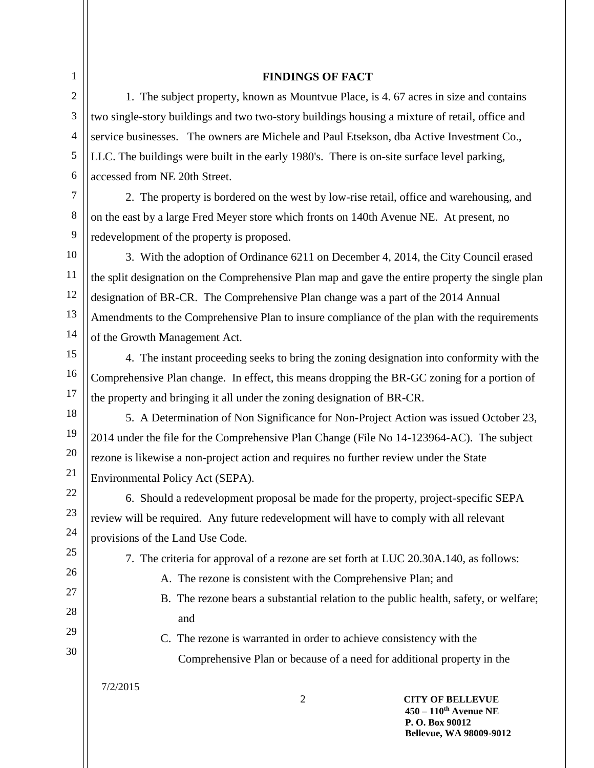## FINDINGS OF FACT

1. The subject property, known as Mountvue Place, is 4. 67 acres in size and contains two single-story buildings and two two-story buildings housing a mixture of retail, office and service businesses. The owners are Michele and Paul Etsekson, dba Active Investment Co., LLC. The buildings were built in the early 1980's. There is on-site surface level parking, accessed from NE 20th Street.

2. The property is bordered on the west by low-rise retail, office and warehousing, and on the east by a large Fred Meyer store which fronts on 140th Avenue NE. At present, no redevelopment of the property is proposed.

3. With the adoption of Ordinance 6211 on December 4, 2014, the City Council erased the split designation on the Comprehensive Plan map and gave the entire property the single plan designation of BR-CR. The Comprehensive Plan change was a part of the 2014 Annual Amendments to the Comprehensive Plan to insure compliance of the plan with the requirements of the Growth Management Act.

4. The instant proceeding seeks to bring the zoning designation into conformity with the Comprehensive Plan change. In effect, this means dropping the BR-GC zoning for a portion of the property and bringing it all under the zoning designation of BR-CR.

5. A Determination of Non Significance for Non-Project Action was issued October 23, 2014 under the file for the Comprehensive Plan Change (File No 14-123964-AC). The subject rezone is likewise a non-project action and requires no further review under the State Environmental Policy Act (SEPA).

6. Should a redevelopment proposal be made for the property, project-specific SEPA review will be required. Any future redevelopment will have to comply with all relevant provisions of the Land Use Code.

7. The criteria for approval of a rezone are set forth at LUC 20.30A.140, as follows:

   A. The rezone is consistent with the Comprehensive Plan; and

   B. The rezone bears a substantial relation to the public health, safety, or welfare; and

   C. The rezone is warranted in order to achieve consistency with the Comprehensive Plan or because of a need for additional property in the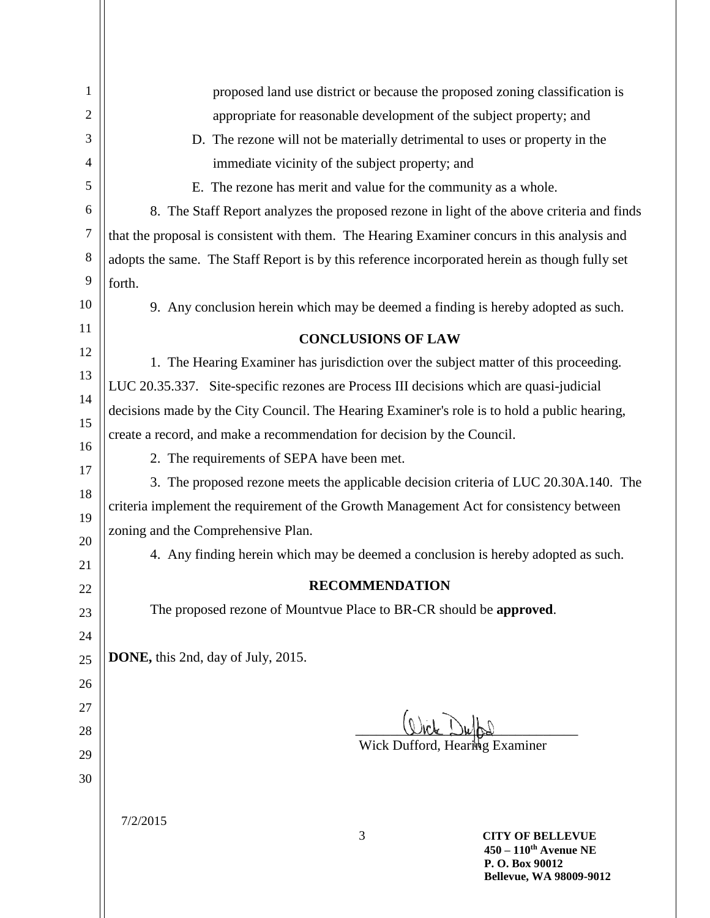proposed land use district or because the proposed zoning classification is appropriate for reasonable development of the subject property; and

D. The rezone will not be materially detrimental to uses or property in the immediate vicinity of the subject property; and

E. The rezone has merit and value for the community as a whole.

8. The Staff Report analyzes the proposed rezone in light of the above criteria and finds that the proposal is consistent with them. The Hearing Examiner concurs in this analysis and adopts the same. The Staff Report is by this reference incorporated herein as though fully set forth.

9. Any conclusion herein which may be deemed a finding is hereby adopted as such.

## CONCLUSIONS OF LAW

1. The Hearing Examiner has jurisdiction over the subject matter of this proceeding. LUC 20.35.337. Site-specific rezones are Process III decisions which are quasi-judicial decisions made by the City Council. The Hearing Examiner's role is to hold a public hearing, create a record, and make a recommendation for decision by the Council.

2. The requirements of SEPA have been met.

3. The proposed rezone meets the applicable decision criteria of LUC 20.30A.140. The criteria implement the requirement of the Growth Management Act for consistency between zoning and the Comprehensive Plan.

4. Any finding herein which may be deemed a conclusion is hereby adopted as such.

## RECOMMENDATION

The proposed rezone of Mountvue Place to BR-CR should be **approved**.

**DONE,** this 2nd, day of July, 2015.

Wick Dufford, Hearing Examiner

7/2/2015

**CITY OF BELLEVUE**
**450 – 110th Avenue NE**
**P. O. Box 90012**
**Bellevue, WA 98009-9012**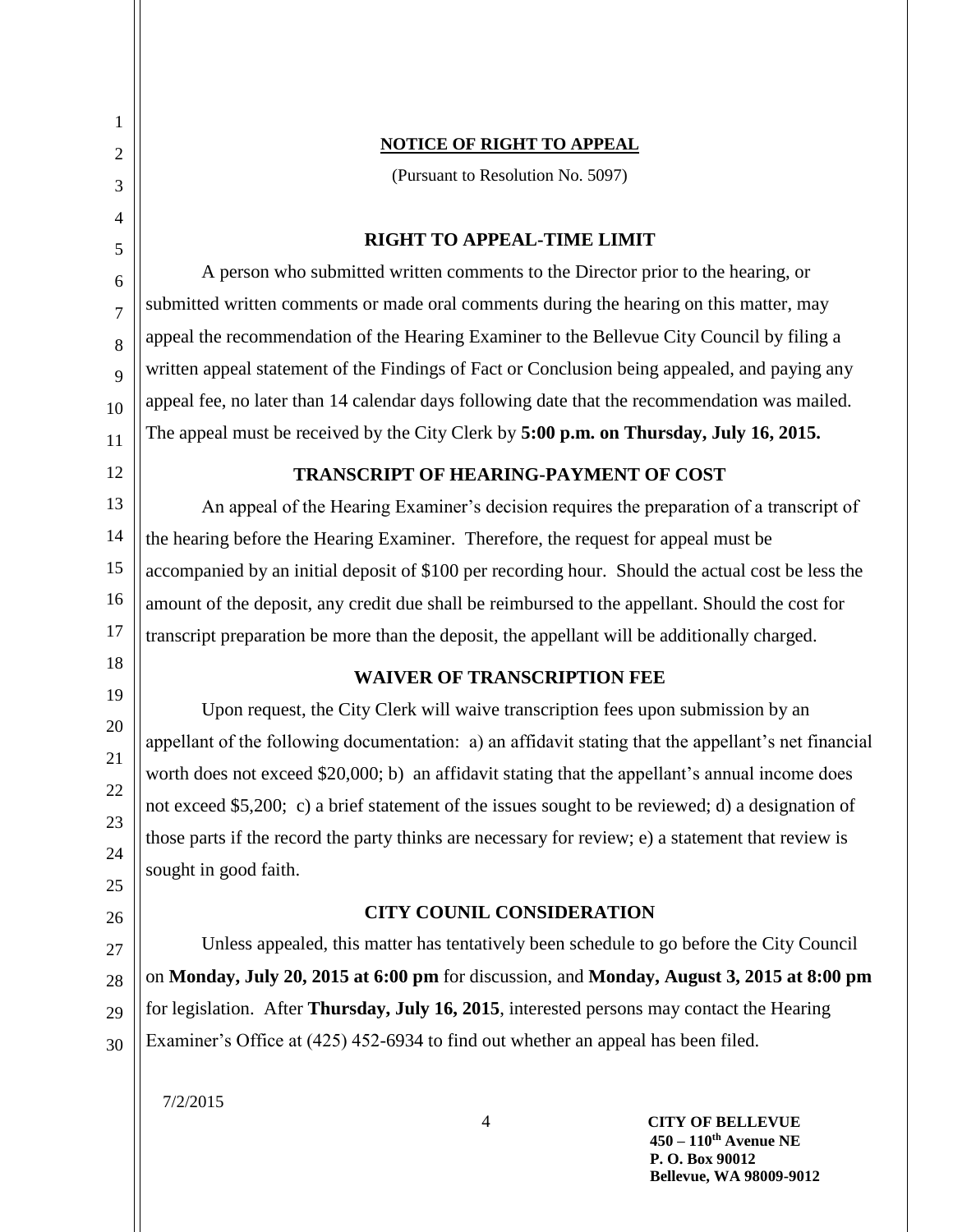**NOTICE OF RIGHT TO APPEAL**

(Pursuant to Resolution No. 5097)

**RIGHT TO APPEAL-TIME LIMIT**

A person who submitted written comments to the Director prior to the hearing, or submitted written comments or made oral comments during the hearing on this matter, may appeal the recommendation of the Hearing Examiner to the Bellevue City Council by filing a written appeal statement of the Findings of Fact or Conclusion being appealed, and paying any appeal fee, no later than 14 calendar days following date that the recommendation was mailed. The appeal must be received by the City Clerk by **5:00 p.m. on Thursday, July 16, 2015.**

**TRANSCRIPT OF HEARING-PAYMENT OF COST**

An appeal of the Hearing Examiner's decision requires the preparation of a transcript of the hearing before the Hearing Examiner. Therefore, the request for appeal must be accompanied by an initial deposit of $100 per recording hour. Should the actual cost be less the amount of the deposit, any credit due shall be reimbursed to the appellant. Should the cost for transcript preparation be more than the deposit, the appellant will be additionally charged.

**WAIVER OF TRANSCRIPTION FEE**

Upon request, the City Clerk will waive transcription fees upon submission by an appellant of the following documentation: a) an affidavit stating that the appellant's net financial worth does not exceed $20,000; b) an affidavit stating that the appellant's annual income does not exceed $5,200; c) a brief statement of the issues sought to be reviewed; d) a designation of those parts if the record the party thinks are necessary for review; e) a statement that review is sought in good faith.

**CITY COUNIL CONSIDERATION**

Unless appealed, this matter has tentatively been schedule to go before the City Council on **Monday, July 20, 2015 at 6:00 pm** for discussion, and **Monday, August 3, 2015 at 8:00 pm** for legislation. After **Thursday, July 16, 2015**, interested persons may contact the Hearing Examiner's Office at (425) 452-6934 to find out whether an appeal has been filed.

7/2/2015

**CITY OF BELLEVUE**
**450 – 110th Avenue NE**
**P. O. Box 90012**
**Bellevue, WA 98009-9012**